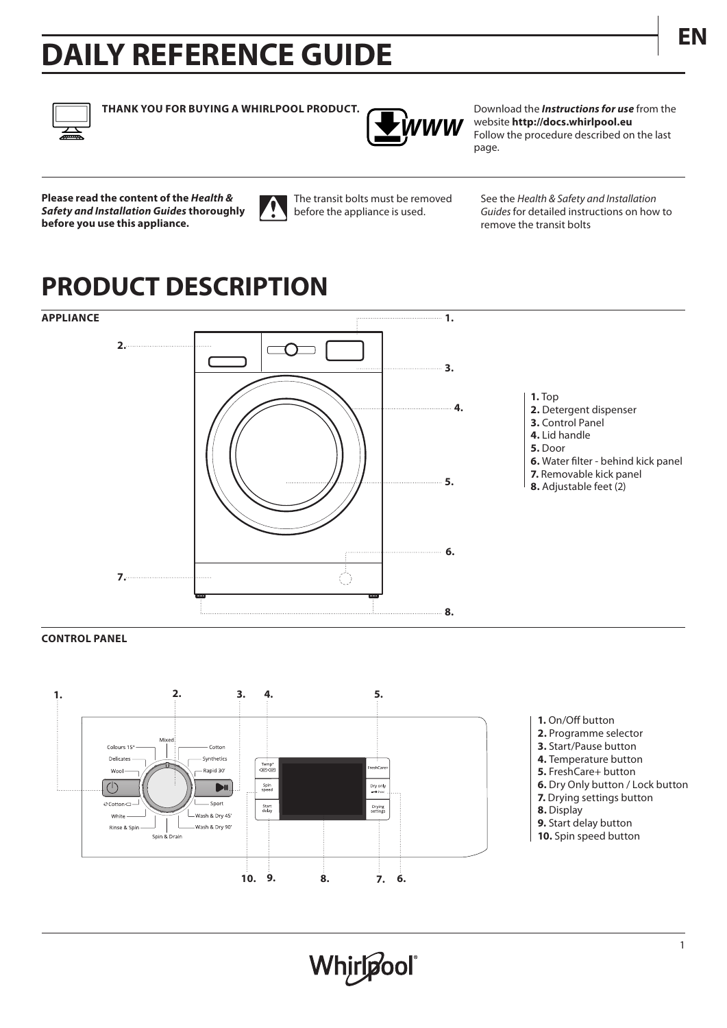# DAILY REFERENCE GUIDE

**THANK YOU FOR BUYING A WHIRLPOOL PRODUCT.**

Download the ***Instructions for use*** from the website **http://docs.whirlpool.eu**
Follow the procedure described on the last page.

**Please read the content of the *Health & Safety and Installation Guides* thoroughly before you use this appliance.**

The transit bolts must be removed before the appliance is used.

See the *Health & Safety and Installation Guides* for detailed instructions on how to remove the transit bolts

# PRODUCT DESCRIPTION

### APPLIANCE

**1.** Top
**2.** Detergent dispenser
**3.** Control Panel
**4.** Lid handle
**5.** Door
**6.** Water filter - behind kick panel
**7.** Removable kick panel
**8.** Adjustable feet (2)

### CONTROL PANEL

**1.** On/Off button
**2.** Programme selector
**3.** Start/Pause button
**4.** Temperature button
**5.** FreshCare+ button
**6.** Dry Only button / Lock button
**7.** Drying settings button
**8.** Display
**9.** Start delay button
**10.** Spin speed button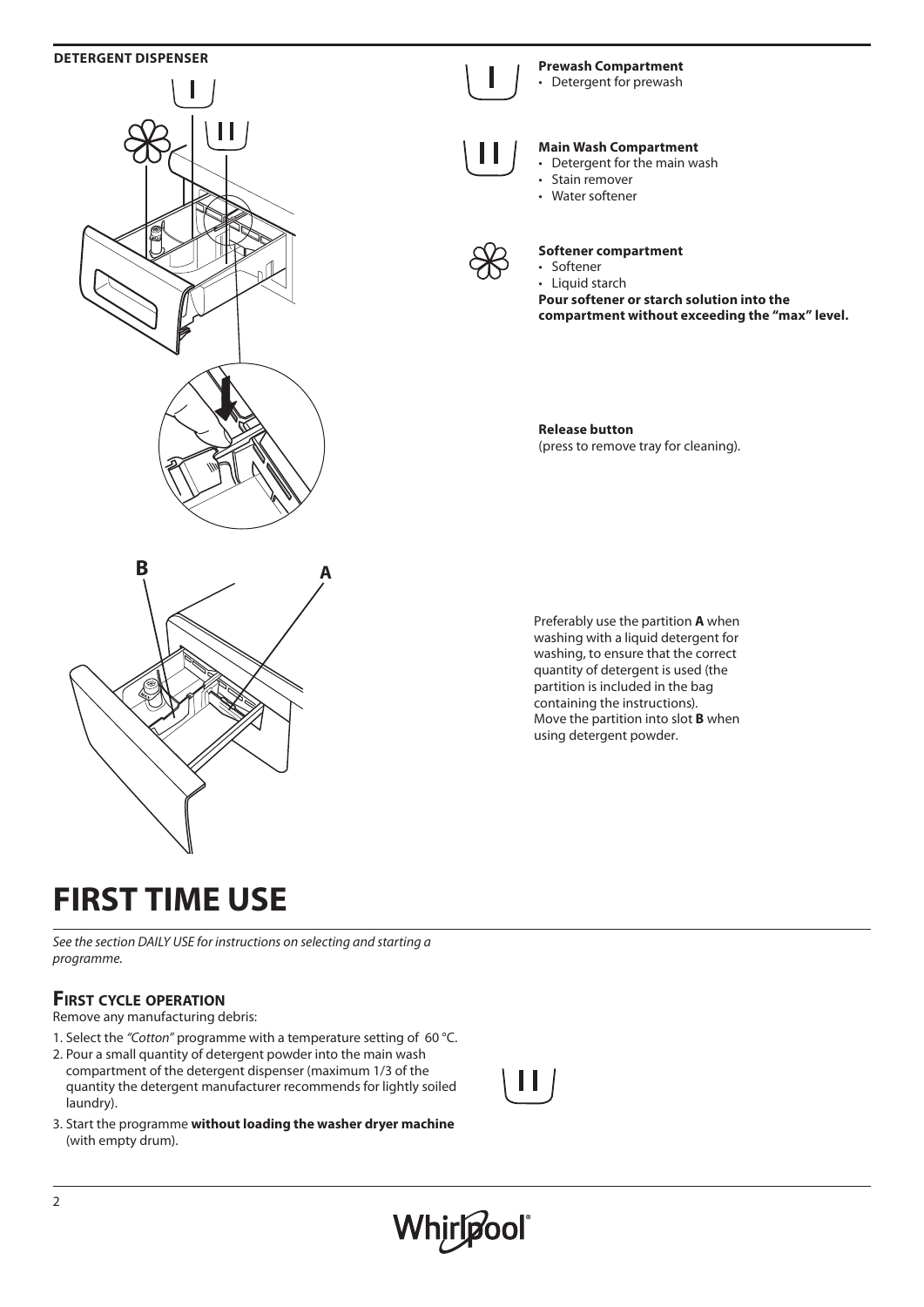**DETERGENT DISPENSER**

**Prewash Compartment**
- Detergent for prewash

**Main Wash Compartment**
- Detergent for the main wash
- Stain remover
- Water softener

**Softener compartment**
- Softener
- Liquid starch

**Pour softener or starch solution into the compartment without exceeding the "max" level.**

**Release button**
(press to remove tray for cleaning).

Preferably use the partition **A** when washing with a liquid detergent for washing, to ensure that the correct quantity of detergent is used (the partition is included in the bag containing the instructions).
Move the partition into slot **B** when using detergent powder.

# FIRST TIME USE

*See the section DAILY USE for instructions on selecting and starting a programme.*

## FIRST CYCLE OPERATION

Remove any manufacturing debris:

1. Select the *"Cotton"* programme with a temperature setting of 60 °C.
2. Pour a small quantity of detergent powder into the main wash compartment of the detergent dispenser (maximum 1/3 of the quantity the detergent manufacturer recommends for lightly soiled laundry).
3. Start the programme **without loading the washer dryer machine** (with empty drum).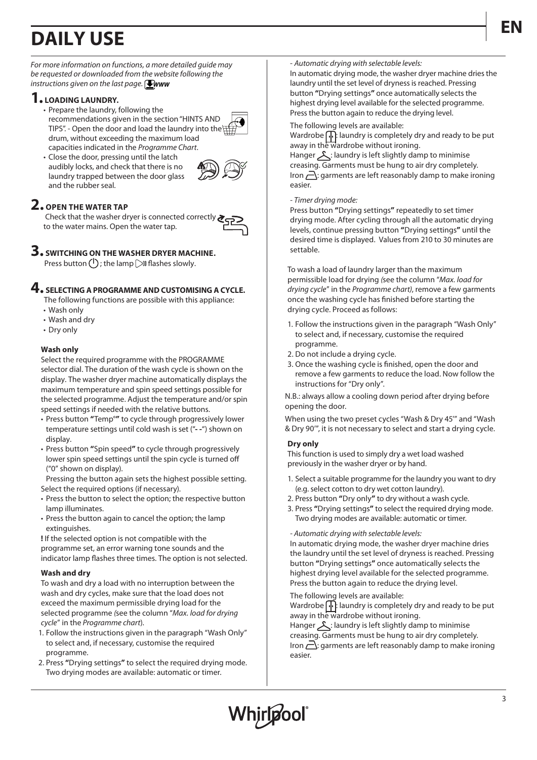# DAILY USE

*For more information on functions, a more detailed guide may be requested or downloaded from the website following the instructions given on the last page.* ***www***

## 1. LOADING LAUNDRY.

- Prepare the laundry, following the recommendations given in the section "HINTS AND TIPS". - Open the door and load the laundry into the drum, without exceeding the maximum load capacities indicated in the *Programme Chart*.
- Close the door, pressing until the latch audibly locks, and check that there is no laundry trapped between the door glass and the rubber seal.

## 2. OPEN THE WATER TAP

Check that the washer dryer is connected correctly to the water mains. Open the water tap.

## 3. SWITCHING ON THE WASHER DRYER MACHINE.

Press button ⏻ ; the lamp ▷‖ flashes slowly.

## 4. SELECTING A PROGRAMME AND CUSTOMISING A CYCLE.

The following functions are possible with this appliance:

- Wash only
- Wash and dry
- Dry only

### Wash only

Select the required programme with the PROGRAMME selector dial. The duration of the wash cycle is shown on the display. The washer dryer machine automatically displays the maximum temperature and spin speed settings possible for the selected programme. Adjust the temperature and/or spin speed settings if needed with the relative buttons.

- Press button **"**Temp°**"** to cycle through progressively lower temperature settings until cold wash is set ("**- -**") shown on display.
- Press button **"**Spin speed**"** to cycle through progressively lower spin speed settings until the spin cycle is turned off ("0" shown on display).

Pressing the button again sets the highest possible setting.

Select the required options (if necessary).

- Press the button to select the option; the respective button lamp illuminates.
- Press the button again to cancel the option; the lamp extinguishes.

**!** If the selected option is not compatible with the programme set, an error warning tone sounds and the indicator lamp flashes three times. The option is not selected.

### Wash and dry

To wash and dry a load with no interruption between the wash and dry cycles, make sure that the load does not exceed the maximum permissible drying load for the selected programme *(*see the column "*Max. load for drying cycle*" in the *Programme chart*).

1. Follow the instructions given in the paragraph "Wash Only" to select and, if necessary, customise the required programme.
2. Press **"**Drying settings**"** to select the required drying mode. Two drying modes are available: automatic or timer.

*- Automatic drying with selectable levels:*

In automatic drying mode, the washer dryer machine dries the laundry until the set level of dryness is reached. Pressing button **"**Drying settings**"** once automatically selects the highest drying level available for the selected programme. Press the button again to reduce the drying level.

The following levels are available:

Wardrobe: laundry is completely dry and ready to be put away in the wardrobe without ironing.

Hanger: laundry is left slightly damp to minimise creasing. Garments must be hung to air dry completely.

Iron: garments are left reasonably damp to make ironing easier.

*- Timer drying mode:*

Press button **"**Drying settings**"** repeatedly to set timer drying mode. After cycling through all the automatic drying levels, continue pressing button **"**Drying settings**"** until the desired time is displayed. Values from 210 to 30 minutes are settable.

To wash a load of laundry larger than the maximum permissible load for drying *(*see the column "*Max. load for drying cycle*" in the *Programme chart)*, remove a few garments once the washing cycle has finished before starting the drying cycle. Proceed as follows:

1. Follow the instructions given in the paragraph "Wash Only" to select and, if necessary, customise the required programme.
2. Do not include a drying cycle.
3. Once the washing cycle is finished, open the door and remove a few garments to reduce the load. Now follow the instructions for "Dry only".

N.B.: always allow a cooling down period after drying before opening the door.

When using the two preset cycles "Wash & Dry 45'" and "Wash & Dry 90'", it is not necessary to select and start a drying cycle.

### Dry only

This function is used to simply dry a wet load washed previously in the washer dryer or by hand.

1. Select a suitable programme for the laundry you want to dry (e.g. select cotton to dry wet cotton laundry).
2. Press button **"**Dry only**"** to dry without a wash cycle.
3. Press **"**Drying settings**"** to select the required drying mode. Two drying modes are available: automatic or timer.

*- Automatic drying with selectable levels:*

In automatic drying mode, the washer dryer machine dries the laundry until the set level of dryness is reached. Pressing button **"**Drying settings**"** once automatically selects the highest drying level available for the selected programme. Press the button again to reduce the drying level.

The following levels are available:

Wardrobe: laundry is completely dry and ready to be put away in the wardrobe without ironing.

Hanger: laundry is left slightly damp to minimise creasing. Garments must be hung to air dry completely.

Iron: garments are left reasonably damp to make ironing easier.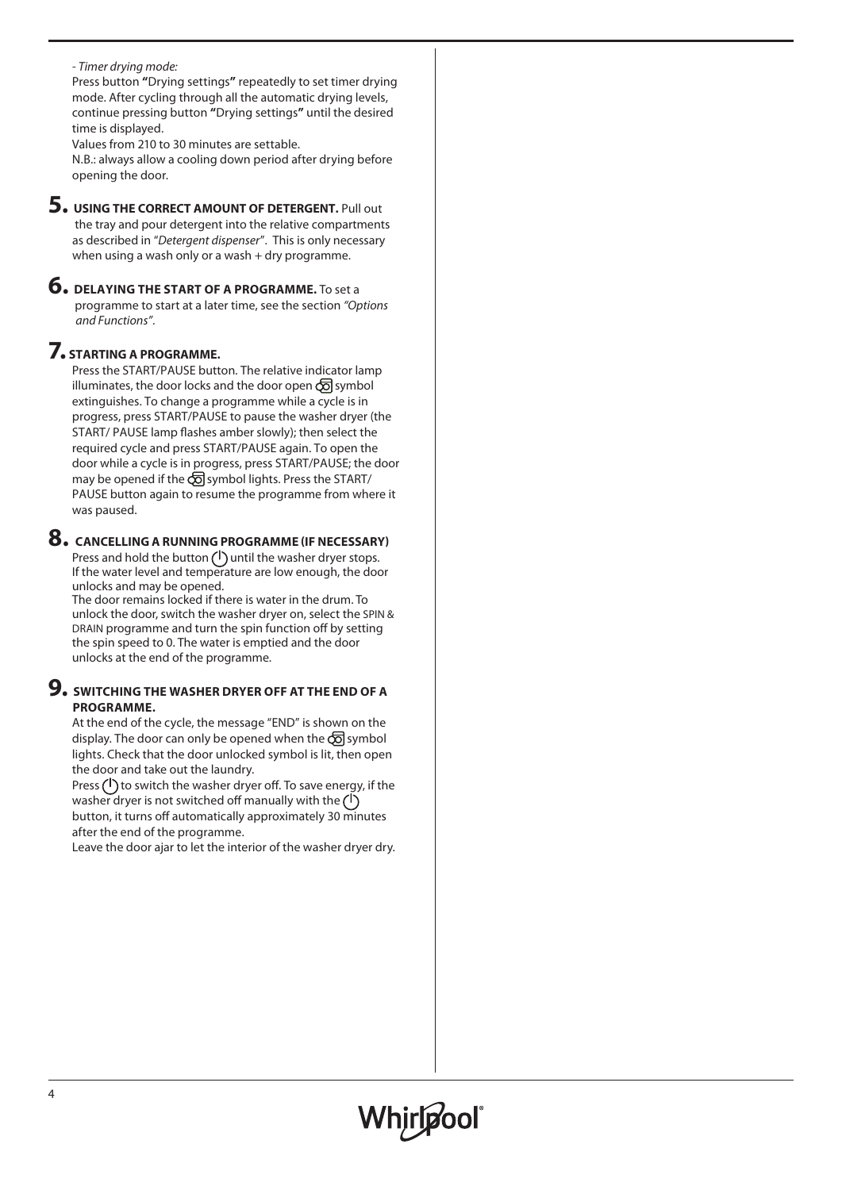*- Timer drying mode:*

Press button **"**Drying settings**"** repeatedly to set timer drying mode. After cycling through all the automatic drying levels, continue pressing button **"**Drying settings**"** until the desired time is displayed.

Values from 210 to 30 minutes are settable.

N.B.: always allow a cooling down period after drying before opening the door.

## 5. USING THE CORRECT AMOUNT OF DETERGENT.

Pull out the tray and pour detergent into the relative compartments as described in "*Detergent dispenser*". This is only necessary when using a wash only or a wash + dry programme.

## 6. DELAYING THE START OF A PROGRAMME.

To set a programme to start at a later time, see the section *"Options and Functions"*.

## 7. STARTING A PROGRAMME.

Press the START/PAUSE button. The relative indicator lamp illuminates, the door locks and the door open symbol extinguishes. To change a programme while a cycle is in progress, press START/PAUSE to pause the washer dryer (the START/ PAUSE lamp flashes amber slowly); then select the required cycle and press START/PAUSE again. To open the door while a cycle is in progress, press START/PAUSE; the door may be opened if the symbol lights. Press the START/ PAUSE button again to resume the programme from where it was paused.

## 8. CANCELLING A RUNNING PROGRAMME (IF NECESSARY)

Press and hold the button until the washer dryer stops. If the water level and temperature are low enough, the door unlocks and may be opened.

The door remains locked if there is water in the drum. To unlock the door, switch the washer dryer on, select the SPIN & DRAIN programme and turn the spin function off by setting the spin speed to 0. The water is emptied and the door unlocks at the end of the programme.

## 9. SWITCHING THE WASHER DRYER OFF AT THE END OF A PROGRAMME.

At the end of the cycle, the message "END" is shown on the display. The door can only be opened when the symbol lights. Check that the door unlocked symbol is lit, then open the door and take out the laundry.

Press to switch the washer dryer off. To save energy, if the washer dryer is not switched off manually with the button, it turns off automatically approximately 30 minutes after the end of the programme.

Leave the door ajar to let the interior of the washer dryer dry.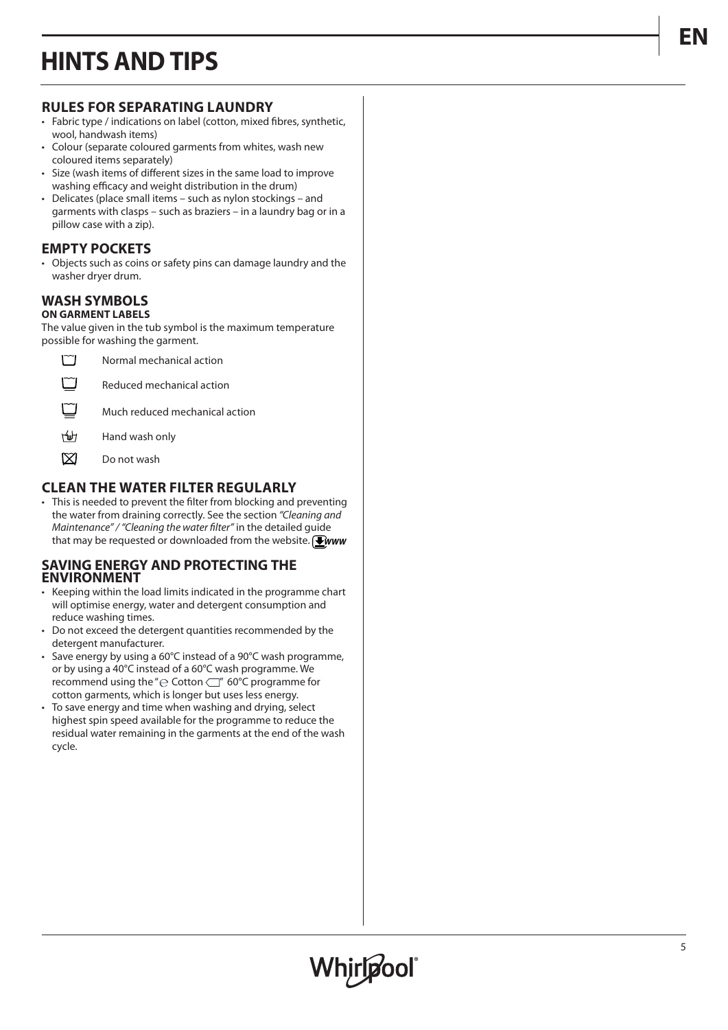# HINTS AND TIPS

## RULES FOR SEPARATING LAUNDRY

- Fabric type / indications on label (cotton, mixed fibres, synthetic, wool, handwash items)
- Colour (separate coloured garments from whites, wash new coloured items separately)
- Size (wash items of different sizes in the same load to improve washing efficacy and weight distribution in the drum)
- Delicates (place small items – such as nylon stockings – and garments with clasps – such as braziers – in a laundry bag or in a pillow case with a zip).

## EMPTY POCKETS

- Objects such as coins or safety pins can damage laundry and the washer dryer drum.

## WASH SYMBOLS

**ON GARMENT LABELS**

The value given in the tub symbol is the maximum temperature possible for washing the garment.

| | |
|---|---|
| ◻ | Normal mechanical action |
| ◻ | Reduced mechanical action |
| ◻ | Much reduced mechanical action |
| ◻ | Hand wash only |
| ☒ | Do not wash |

## CLEAN THE WATER FILTER REGULARLY

- This is needed to prevent the filter from blocking and preventing the water from draining correctly. See the section *"Cleaning and Maintenance" / "Cleaning the water filter"* in the detailed guide that may be requested or downloaded from the website. *www*

## SAVING ENERGY AND PROTECTING THE ENVIRONMENT

- Keeping within the load limits indicated in the programme chart will optimise energy, water and detergent consumption and reduce washing times.
- Do not exceed the detergent quantities recommended by the detergent manufacturer.
- Save energy by using a 60°C instead of a 90°C wash programme, or by using a 40°C instead of a 60°C wash programme. We recommend using the " Cotton " 60°C programme for cotton garments, which is longer but uses less energy.
- To save energy and time when washing and drying, select highest spin speed available for the programme to reduce the residual water remaining in the garments at the end of the wash cycle.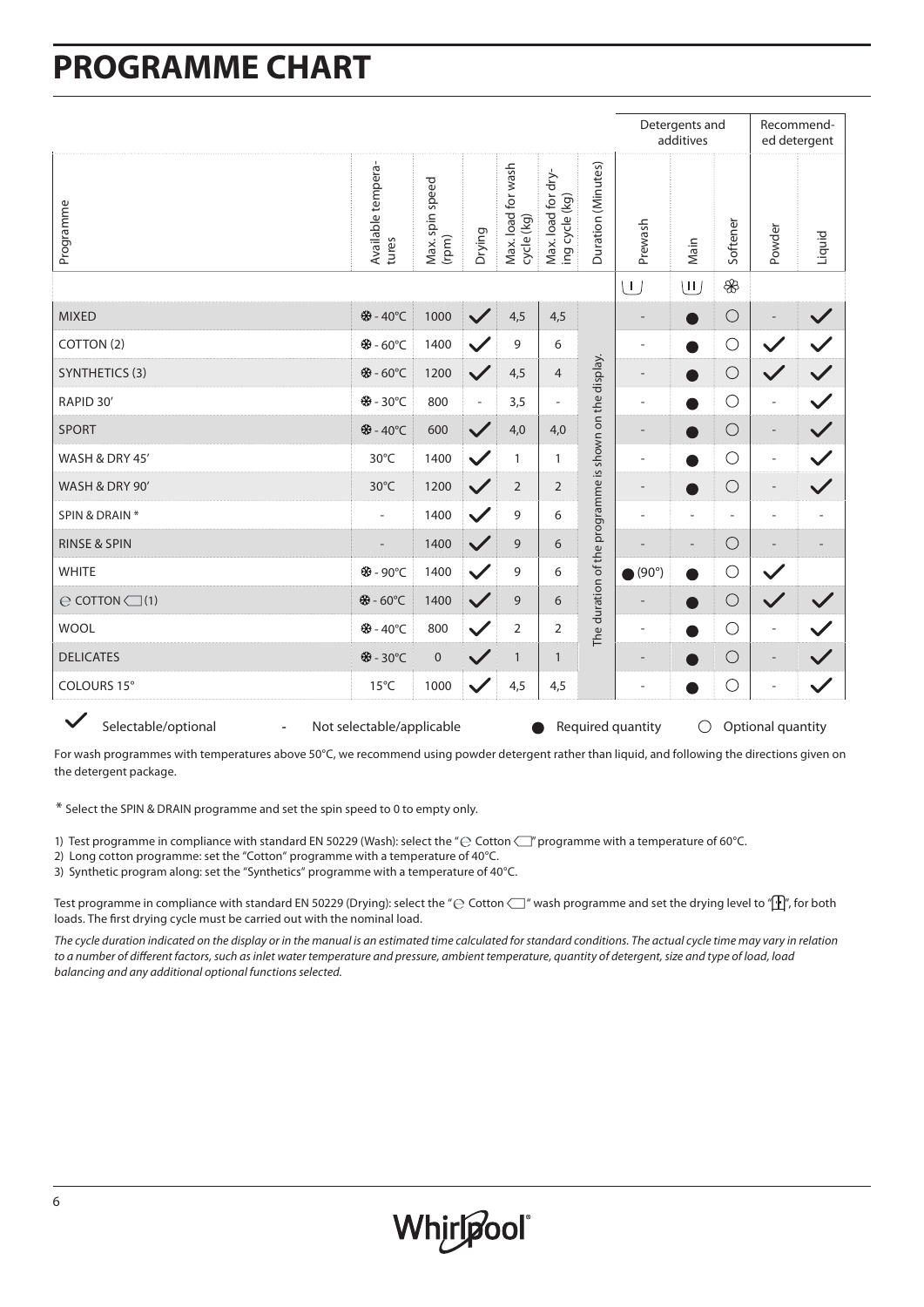# PROGRAMME CHART

| Programme | Available temperatures | Max. spin speed (rpm) | Drying | Max. load for wash cycle (kg) | Max. load for drying cycle (kg) | Duration (Minutes) | Detergents and additives | | | Recommended detergent | |
|---|---|---|---|---|---|---|---|---|---|---|---|
| | | | | | | | Prewash | Main | Softener | Powder | Liquid |
| | | | | | | | ⊔I⊔ | ⊔II⊔ | ❀ | | |
| MIXED | ❄ - 40°C | 1000 | ✓ | 4,5 | 4,5 | The duration of the programme is shown on the display. | - | ● | ○ | - | ✓ |
| COTTON (2) | ❄ - 60°C | 1400 | ✓ | 9 | 6 | | - | ● | ○ | ✓ | ✓ |
| SYNTHETICS (3) | ❄ - 60°C | 1200 | ✓ | 4,5 | 4 | | - | ● | ○ | ✓ | ✓ |
| RAPID 30' | ❄ - 30°C | 800 | - | 3,5 | - | | - | ● | ○ | - | ✓ |
| SPORT | ❄ - 40°C | 600 | ✓ | 4,0 | 4,0 | | - | ● | ○ | - | ✓ |
| WASH & DRY 45' | 30°C | 1400 | ✓ | 1 | 1 | | - | ● | ○ | - | ✓ |
| WASH & DRY 90' | 30°C | 1200 | ✓ | 2 | 2 | | - | ● | ○ | - | ✓ |
| SPIN & DRAIN * | - | 1400 | ✓ | 9 | 6 | | - | - | - | - | - |
| RINSE & SPIN | - | 1400 | ✓ | 9 | 6 | | - | - | ○ | - | - |
| WHITE | ❄ - 90°C | 1400 | ✓ | 9 | 6 | | ● (90°) | ● | ○ | ✓ | |
| ⓔ COTTON (1) | ❄ - 60°C | 1400 | ✓ | 9 | 6 | | - | ● | ○ | ✓ | ✓ |
| WOOL | ❄ - 40°C | 800 | ✓ | 2 | 2 | | - | ● | ○ | - | ✓ |
| DELICATES | ❄ - 30°C | 0 | ✓ | 1 | 1 | | - | ● | ○ | - | ✓ |
| COLOURS 15° | 15°C | 1000 | ✓ | 4,5 | 4,5 | | - | ● | ○ | - | ✓ |

✓ Selectable/optional   - Not selectable/applicable   ● Required quantity   ○ Optional quantity

For wash programmes with temperatures above 50°C, we recommend using powder detergent rather than liquid, and following the directions given on the detergent package.

* Select the SPIN & DRAIN programme and set the spin speed to 0 to empty only.

1) Test programme in compliance with standard EN 50229 (Wash): select the "ⓔ Cotton" programme with a temperature of 60°C.
2) Long cotton programme: set the "Cotton" programme with a temperature of 40°C.
3) Synthetic program along: set the "Synthetics" programme with a temperature of 40°C.

Test programme in compliance with standard EN 50229 (Drying): select the "ⓔ Cotton" wash programme and set the drying level to "[ ]", for both loads. The first drying cycle must be carried out with the nominal load.

*The cycle duration indicated on the display or in the manual is an estimated time calculated for standard conditions. The actual cycle time may vary in relation to a number of different factors, such as inlet water temperature and pressure, ambient temperature, quantity of detergent, size and type of load, load balancing and any additional optional functions selected.*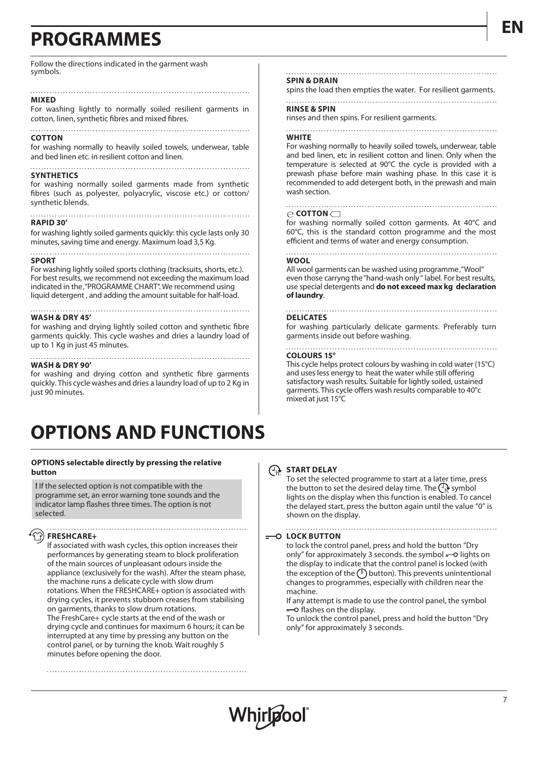# PROGRAMMES

Follow the directions indicated in the garment wash symbols.

**MIXED**

For washing lightly to normally soiled resilient garments in cotton, linen, synthetic fibres and mixed fibres.

**COTTON**

for washing normally to heavily soiled towels, underwear, table and bed linen etc. in resilient cotton and linen.

**SYNTHETICS**

for washing normally soiled garments made from synthetic fibres (such as polyester, polyacrylic, viscose etc.) or cotton/ synthetic blends.

**RAPID 30'**

for washing lightly soiled garments quickly: this cycle lasts only 30 minutes, saving time and energy. Maximum load 3,5 Kg.

**SPORT**

For washing lightly soiled sports clothing (tracksuits, shorts, etc.). For best results, we recommend not exceeding the maximum load indicated in the "PROGRAMME CHART". We recommend using liquid detergent , and adding the amount suitable for half-load.

**WASH & DRY 45'**

for washing and drying lightly soiled cotton and synthetic fibre garments quickly. This cycle washes and dries a laundry load of up to 1 Kg in just 45 minutes.

**WASH & DRY 90'**

for washing and drying cotton and synthetic fibre garments quickly. This cycle washes and dries a laundry load of up to 2 Kg in just 90 minutes.

**SPIN & DRAIN**

spins the load then empties the water. For resilient garments.

**RINSE & SPIN**

rinses and then spins. For resilient garments.

**WHITE**

For washing normally to heavily soiled towels, underwear, table and bed linen, etc in resilient cotton and linen. Only when the temperature is selected at 90°C the cycle is provided with a prewash phase before main washing phase. In this case it is recommended to add detergent both, in the prewash and main wash section.

**COTTON**

for washing normally soiled cotton garments. At 40°C and 60°C, this is the standard cotton programme and the most efficient and terms of water and energy consumption.

**WOOL**

All wool garments can be washed using programme "Wool" even those carryng the "hand-wash only" label. For best results, use special detergents and **do not exceed max kg declaration of laundry**.

**DELICATES**

for washing particularly delicate garments. Preferably turn garments inside out before washing.

**COLOURS 15°**

This cycle helps protect colours by washing in cold water (15°C) and uses less energy to heat the water while still offering satisfactory wash results. Suitable for lightly soiled, ustained garments. This cycle offers wash results comparable to 40°c mixed at just 15°C

# OPTIONS AND FUNCTIONS

**OPTIONS selectable directly by pressing the relative button**

**!** If the selected option is not compatible with the programme set, an error warning tone sounds and the indicator lamp flashes three times. The option is not selected.

**FRESHCARE+**

If associated with wash cycles, this option increases their performances by generating steam to block proliferation of the main sources of unpleasant odours inside the appliance (exclusively for the wash). After the steam phase, the machine runs a delicate cycle with slow drum rotations. When the FRESHCARE+ option is associated with drying cycles, it prevents stubborn creases from stabilising on garments, thanks to slow drum rotations.
The FreshCare+ cycle starts at the end of the wash or drying cycle and continues for maximum 6 hours; it can be interrupted at any time by pressing any button on the control panel, or by turning the knob. Wait roughly 5 minutes before opening the door.

**START DELAY**

To set the selected programme to start at a later time, press the button to set the desired delay time. The symbol lights on the display when this function is enabled. To cancel the delayed start, press the button again until the value "0" is shown on the display.

**LOCK BUTTON**

to lock the control panel, press and hold the button "Dry only" for approximately 3 seconds. the symbol lights on the display to indicate that the control panel is locked (with the exception of the button). This prevents unintentional changes to programmes, especially with children near the machine.

If any attempt is made to use the control panel, the symbol flashes on the display.

To unlock the control panel, press and hold the button "Dry only" for approximately 3 seconds.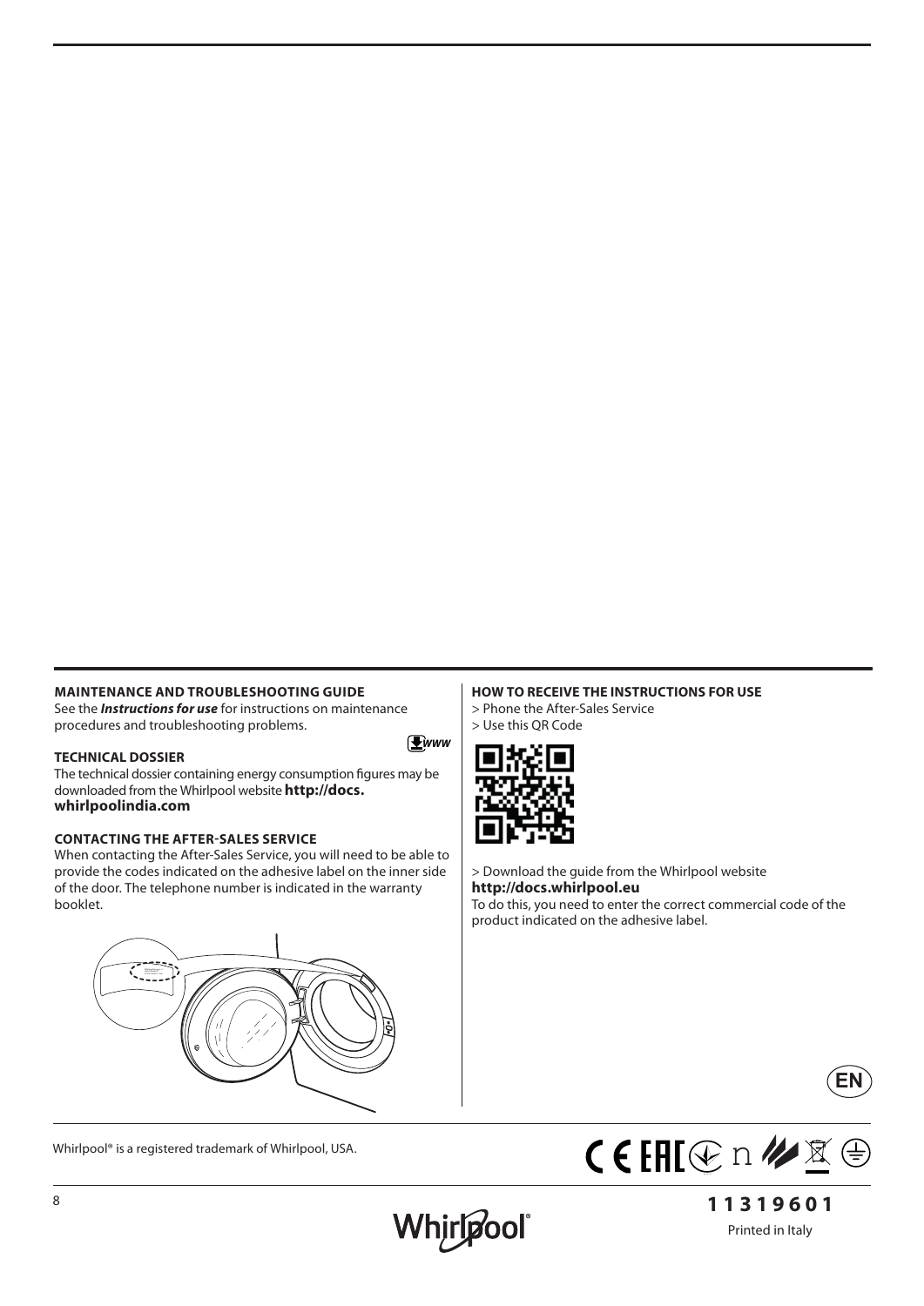## MAINTENANCE AND TROUBLESHOOTING GUIDE

See the ***Instructions for use*** for instructions on maintenance procedures and troubleshooting problems.

## TECHNICAL DOSSIER

The technical dossier containing energy consumption figures may be downloaded from the Whirlpool website **http://docs.whirlpoolindia.com**

## CONTACTING THE AFTER-SALES SERVICE

When contacting the After-Sales Service, you will need to be able to provide the codes indicated on the adhesive label on the inner side of the door. The telephone number is indicated in the warranty booklet.

## HOW TO RECEIVE THE INSTRUCTIONS FOR USE

> Phone the After-Sales Service

> Use this QR Code

> Download the guide from the Whirlpool website **http://docs.whirlpool.eu**

To do this, you need to enter the correct commercial code of the product indicated on the adhesive label.

EN

Whirlpool® is a registered trademark of Whirlpool, USA.

**11319601**

Printed in Italy